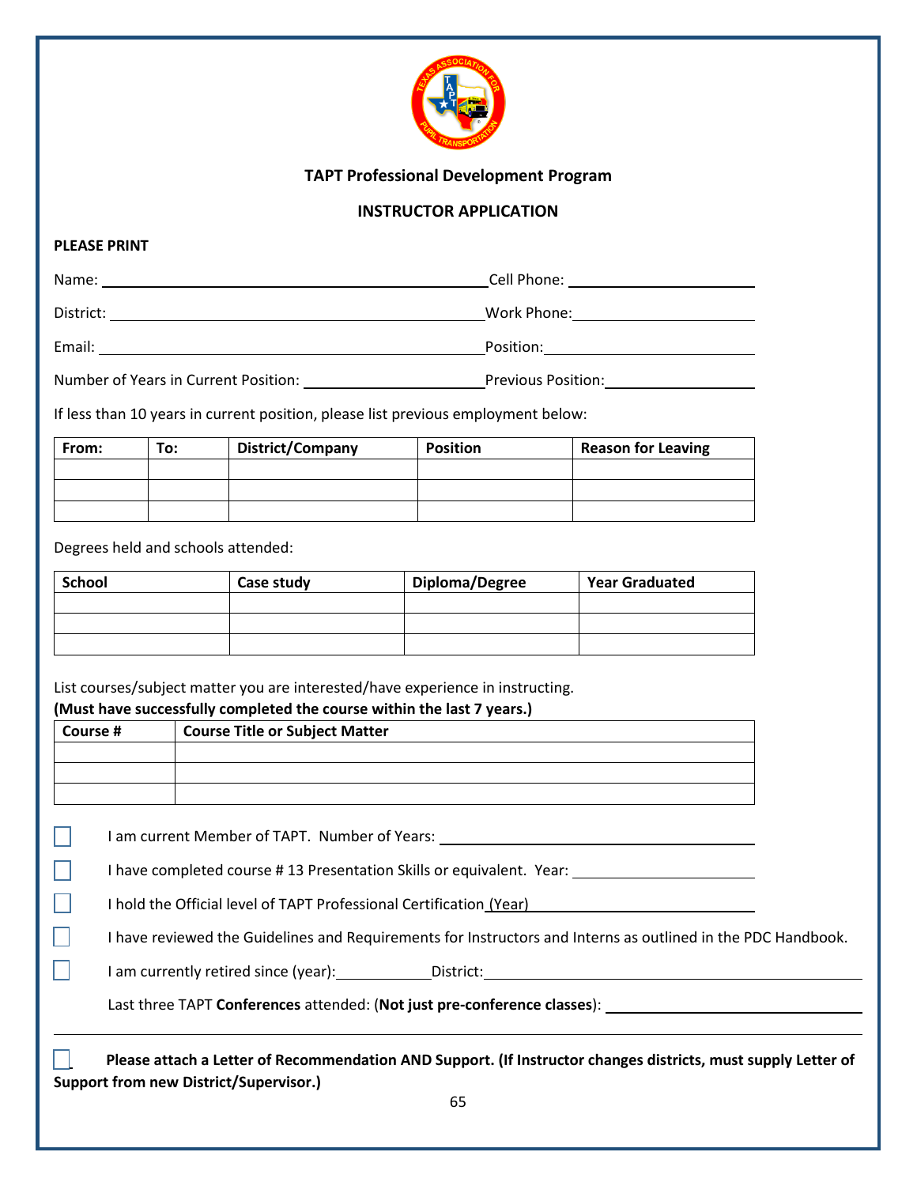**TAPT Professional Development Program**

**INSTRUCTOR APPLICATION**

**PLEASE PRINT**

Name: ______________________________ Cell Phone: ____________________

District: ______________________________ Work Phone: ____________________

Email: ______________________________ Position: ____________________

Number of Years in Current Position: ____________________ Previous Position: ____________________

If less than 10 years in current position, please list previous employment below:

| From: | To: | District/Company | Position | Reason for Leaving |
|---|---|---|---|---|
| | | | | |
| | | | | |
| | | | | |

Degrees held and schools attended:

| School | Case study | Diploma/Degree | Year Graduated |
|---|---|---|---|
| | | | |
| | | | |
| | | | |

List courses/subject matter you are interested/have experience in instructing.
**(Must have successfully completed the course within the last 7 years.)**

| Course # | Course Title or Subject Matter |
|---|---|
| | |
| | |
| | |

☐ I am current Member of TAPT. Number of Years: ____________________

☐ I have completed course # 13 Presentation Skills or equivalent. Year: ____________________

☐ I hold the Official level of TAPT Professional Certification (Year) ____________________

☐ I have reviewed the Guidelines and Requirements for Instructors and Interns as outlined in the PDC Handbook.

☐ I am currently retired since (year):__________ District: ____________________

Last three TAPT **Conferences** attended: (**Not just pre-conference classes**): ____________________

---

☐ **Please attach a Letter of Recommendation AND Support. (If Instructor changes districts, must supply Letter of Support from new District/Supervisor.)**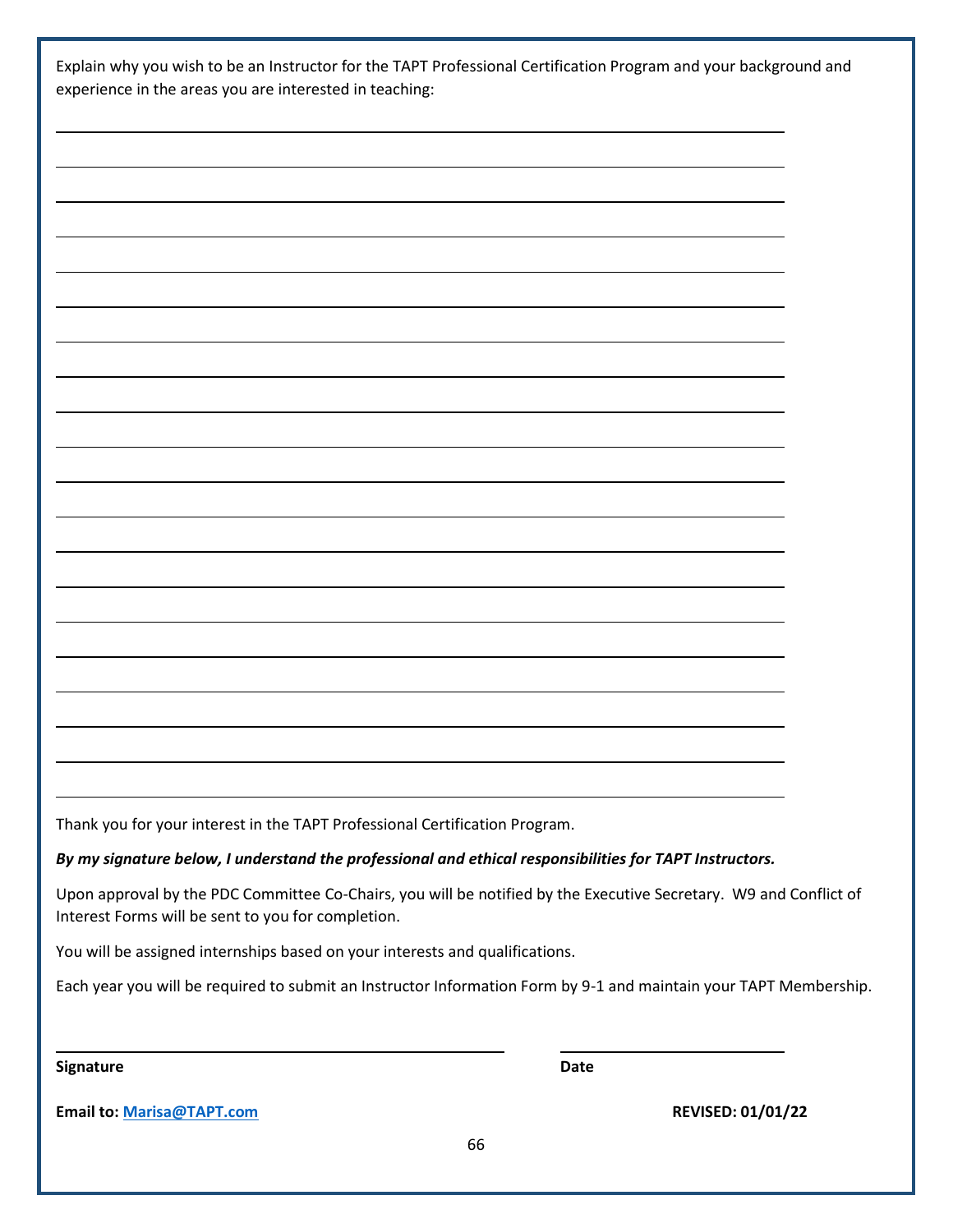Explain why you wish to be an Instructor for the TAPT Professional Certification Program and your background and experience in the areas you are interested in teaching:

Thank you for your interest in the TAPT Professional Certification Program.

***By my signature below, I understand the professional and ethical responsibilities for TAPT Instructors.***

Upon approval by the PDC Committee Co-Chairs, you will be notified by the Executive Secretary. W9 and Conflict of Interest Forms will be sent to you for completion.

You will be assigned internships based on your interests and qualifications.

Each year you will be required to submit an Instructor Information Form by 9-1 and maintain your TAPT Membership.

**Signature** **Date**

**Email to: [Marisa@TAPT.com](mailto:Marisa@TAPT.com)**

**REVISED: 01/01/22**